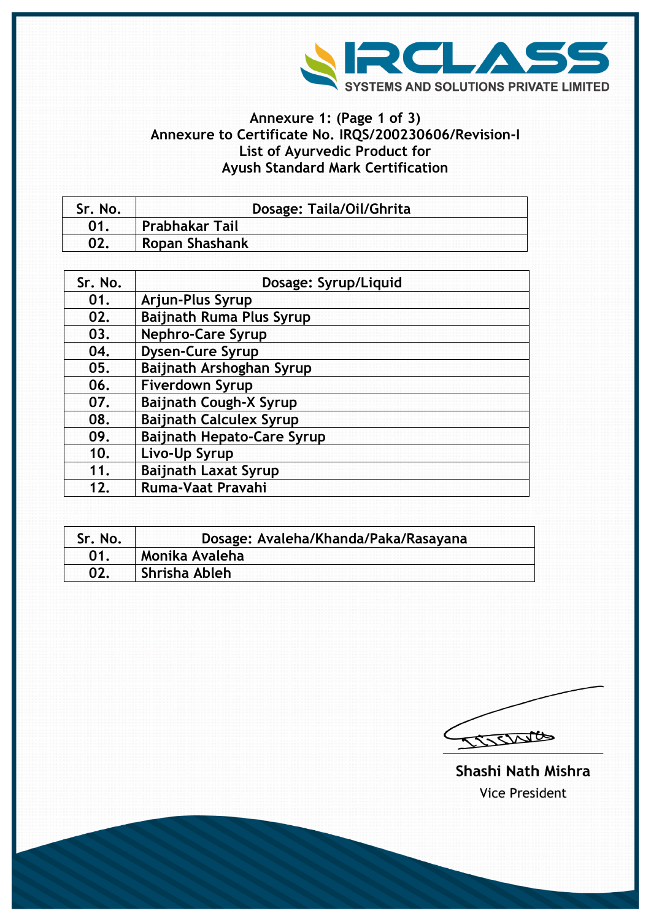IRCLASS
SYSTEMS AND SOLUTIONS PRIVATE LIMITED

## Annexure 1: (Page 1 of 3)
## Annexure to Certificate No. IRQS/200230606/Revision-I
## List of Ayurvedic Product for
## Ayush Standard Mark Certification

| Sr. No. | Dosage: Taila/Oil/Ghrita |
|---|---|
| 01. | Prabhakar Tail |
| 02. | Ropan Shashank |

| Sr. No. | Dosage: Syrup/Liquid |
|---|---|
| 01. | Arjun-Plus Syrup |
| 02. | Baijnath Ruma Plus Syrup |
| 03. | Nephro-Care Syrup |
| 04. | Dysen-Cure Syrup |
| 05. | Baijnath Arshoghan Syrup |
| 06. | Fiverdown Syrup |
| 07. | Baijnath Cough-X Syrup |
| 08. | Baijnath Calculex Syrup |
| 09. | Baijnath Hepato-Care Syrup |
| 10. | Livo-Up Syrup |
| 11. | Baijnath Laxat Syrup |
| 12. | Ruma-Vaat Pravahi |

| Sr. No. | Dosage: Avaleha/Khanda/Paka/Rasayana |
|---|---|
| 01. | Monika Avaleha |
| 02. | Shrisha Ableh |

**Shashi Nath Mishra**
Vice President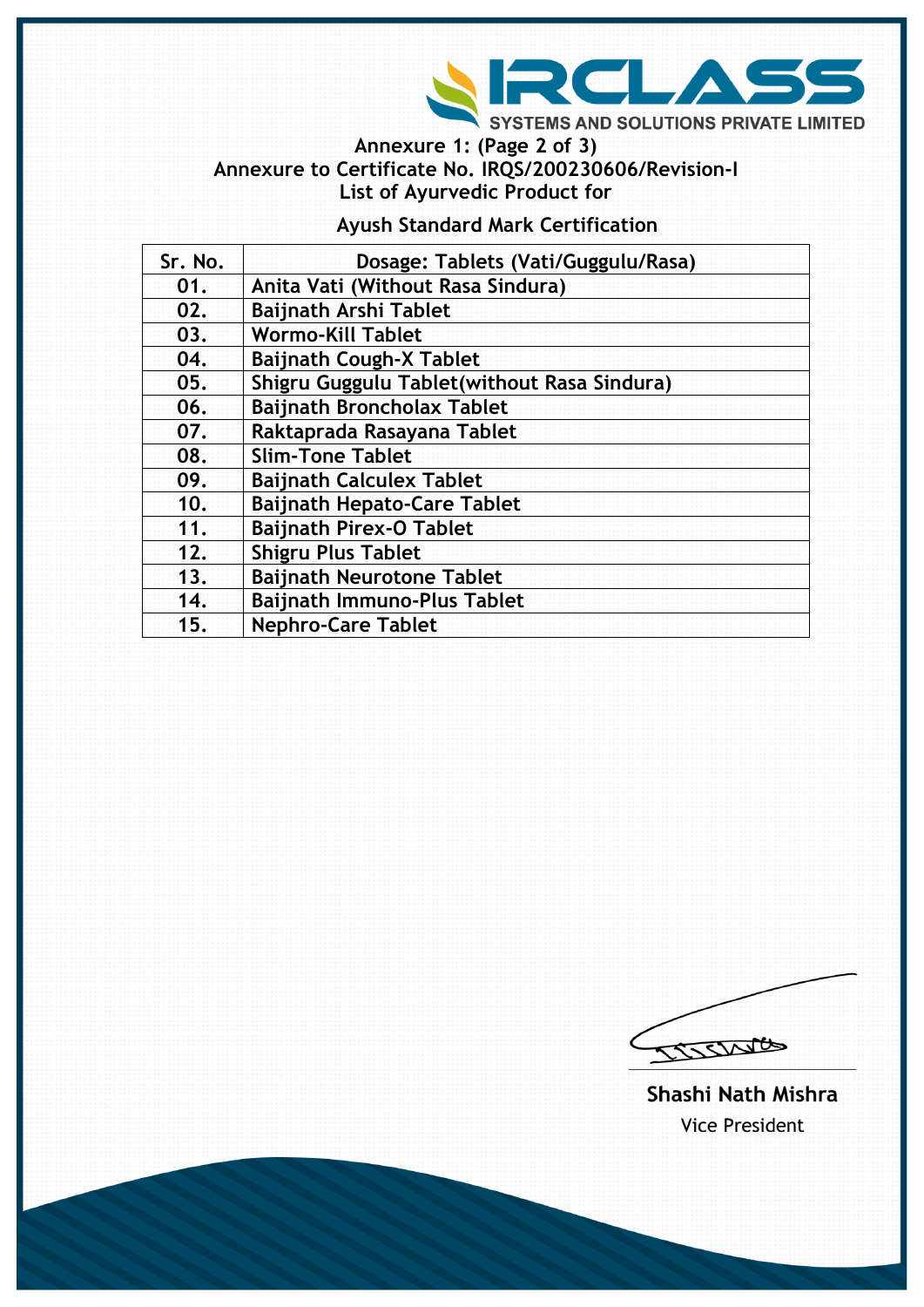IRCLASS SYSTEMS AND SOLUTIONS PRIVATE LIMITED

**Annexure 1: (Page 2 of 3)**
**Annexure to Certificate No. IRQS/200230606/Revision-I**
**List of Ayurvedic Product for**

**Ayush Standard Mark Certification**

| Sr. No. | Dosage: Tablets (Vati/Guggulu/Rasa) |
|---|---|
| 01. | Anita Vati (Without Rasa Sindura) |
| 02. | Baijnath Arshi Tablet |
| 03. | Wormo-Kill Tablet |
| 04. | Baijnath Cough-X Tablet |
| 05. | Shigru Guggulu Tablet(without Rasa Sindura) |
| 06. | Baijnath Broncholax Tablet |
| 07. | Raktaprada Rasayana Tablet |
| 08. | Slim-Tone Tablet |
| 09. | Baijnath Calculex Tablet |
| 10. | Baijnath Hepato-Care Tablet |
| 11. | Baijnath Pirex-O Tablet |
| 12. | Shigru Plus Tablet |
| 13. | Baijnath Neurotone Tablet |
| 14. | Baijnath Immuno-Plus Tablet |
| 15. | Nephro-Care Tablet |

**Shashi Nath Mishra**
Vice President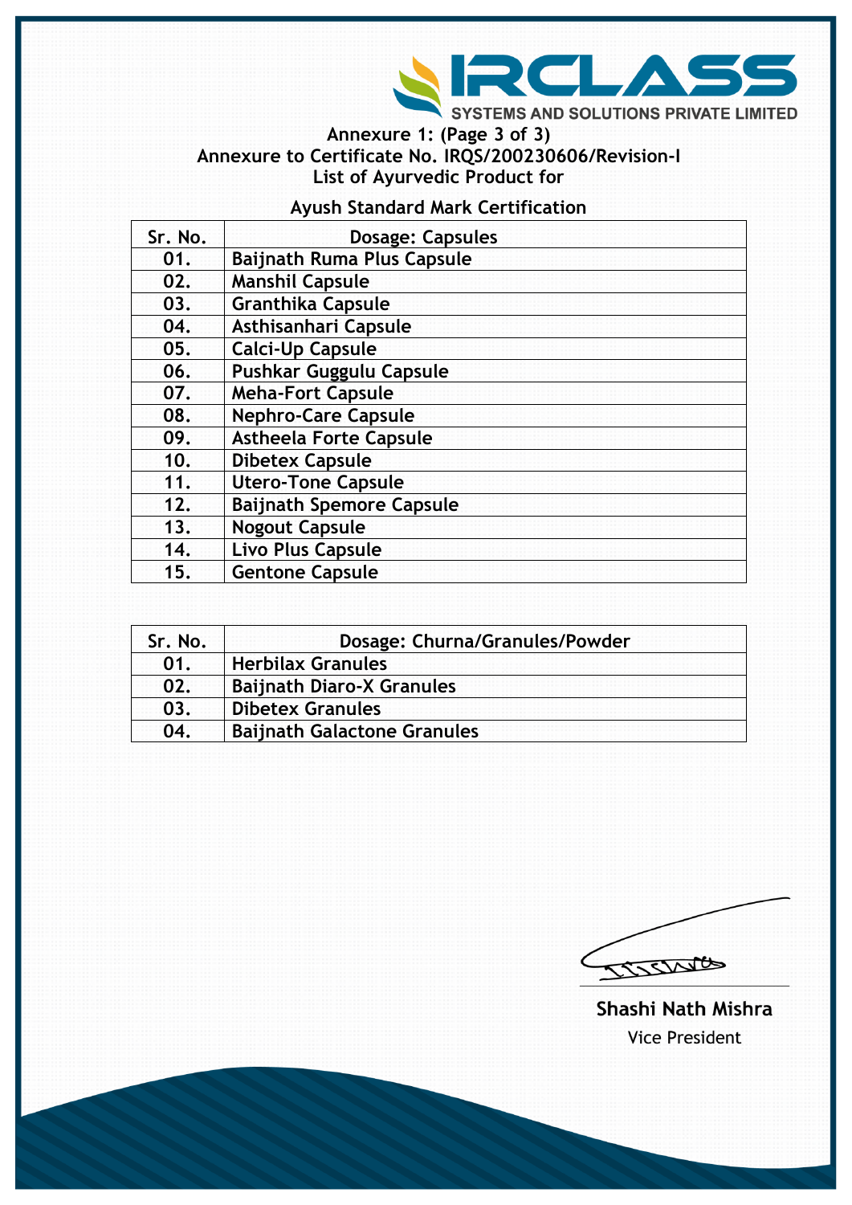IRCLASS SYSTEMS AND SOLUTIONS PRIVATE LIMITED

**Annexure 1: (Page 3 of 3)**
**Annexure to Certificate No. IRQS/200230606/Revision-I**
**List of Ayurvedic Product for**

**Ayush Standard Mark Certification**

| Sr. No. | Dosage: Capsules |
|---|---|
| 01. | Baijnath Ruma Plus Capsule |
| 02. | Manshil Capsule |
| 03. | Granthika Capsule |
| 04. | Asthisanhari Capsule |
| 05. | Calci-Up Capsule |
| 06. | Pushkar Guggulu Capsule |
| 07. | Meha-Fort Capsule |
| 08. | Nephro-Care Capsule |
| 09. | Astheela Forte Capsule |
| 10. | Dibetex Capsule |
| 11. | Utero-Tone Capsule |
| 12. | Baijnath Spemore Capsule |
| 13. | Nogout Capsule |
| 14. | Livo Plus Capsule |
| 15. | Gentone Capsule |

| Sr. No. | Dosage: Churna/Granules/Powder |
|---|---|
| 01. | Herbilax Granules |
| 02. | Baijnath Diaro-X Granules |
| 03. | Dibetex Granules |
| 04. | Baijnath Galactone Granules |

**Shashi Nath Mishra**
Vice President